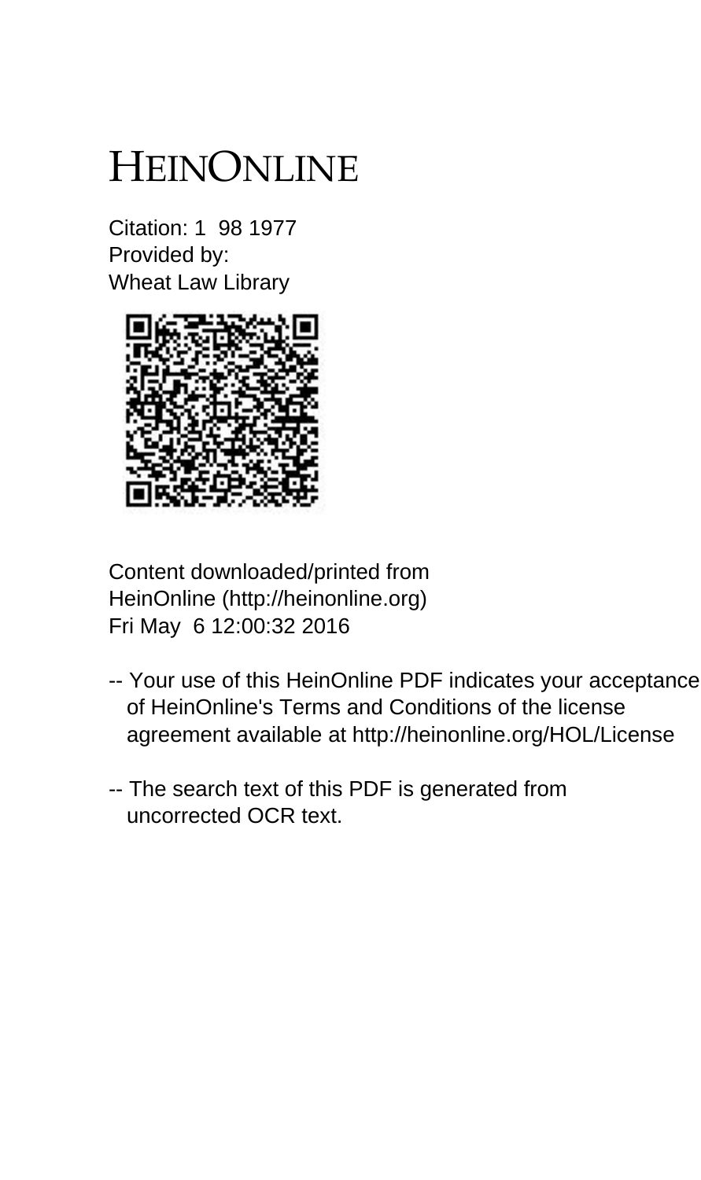# HEINONLINE

Citation: 1 98 1977
Provided by:
Wheat Law Library

Content downloaded/printed from
HeinOnline (http://heinonline.org)
Fri May 6 12:00:32 2016

-- Your use of this HeinOnline PDF indicates your acceptance of HeinOnline's Terms and Conditions of the license agreement available at http://heinonline.org/HOL/License

-- The search text of this PDF is generated from uncorrected OCR text.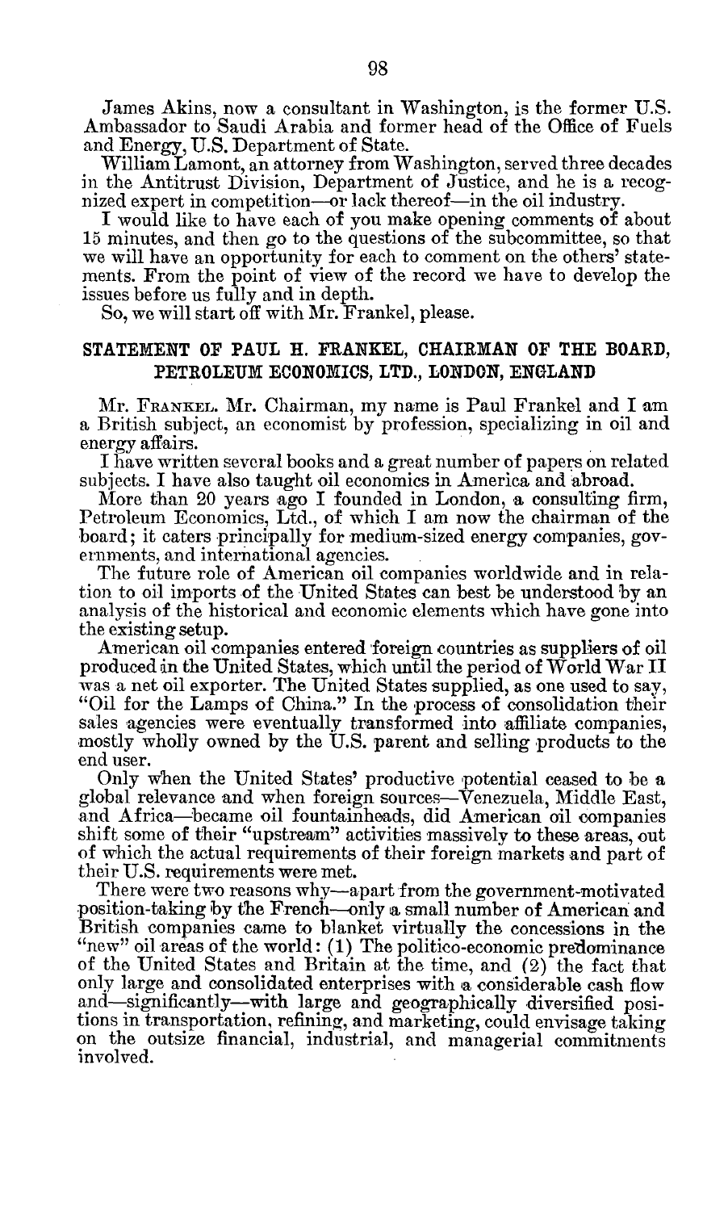James Akins, now a consultant in Washington, is the former U.S. Ambassador to Saudi Arabia and former head of the Office of Fuels and Energy, U.S. Department of State.

William Lamont, an attorney from Washington, served three decades in the Antitrust Division, Department of Justice, and he is a recognized expert in competition—or lack thereof—in the oil industry.

I would like to have each of you make opening comments of about 15 minutes, and then go to the questions of the subcommittee, so that we will have an opportunity for each to comment on the others' statements. From the point of view of the record we have to develop the issues before us fully and in depth.

So, we will start off with Mr. Frankel, please.

## STATEMENT OF PAUL H. FRANKEL, CHAIRMAN OF THE BOARD, PETROLEUM ECONOMICS, LTD., LONDON, ENGLAND

Mr. FRANKEL. Mr. Chairman, my name is Paul Frankel and I am a British subject, an economist by profession, specializing in oil and energy affairs.

I have written several books and a great number of papers on related subjects. I have also taught oil economics in America and abroad.

More than 20 years ago I founded in London, a consulting firm, Petroleum Economics, Ltd., of which I am now the chairman of the board; it caters principally for medium-sized energy companies, governments, and international agencies.

The future role of American oil companies worldwide and in relation to oil imports of the United States can best be understood by an analysis of the historical and economic elements which have gone into the existing setup.

American oil companies entered foreign countries as suppliers of oil produced in the United States, which until the period of World War II was a net oil exporter. The United States supplied, as one used to say, "Oil for the Lamps of China." In the process of consolidation their sales agencies were eventually transformed into affiliate companies, mostly wholly owned by the U.S. parent and selling products to the end user.

Only when the United States' productive potential ceased to be a global relevance and when foreign sources—Venezuela, Middle East, and Africa—became oil fountainheads, did American oil companies shift some of their "upstream" activities massively to these areas, out of which the actual requirements of their foreign markets and part of their U.S. requirements were met.

There were two reasons why—apart from the government-motivated position-taking by the French—only a small number of American and British companies came to blanket virtually the concessions in the "new" oil areas of the world: (1) The politico-economic predominance of the United States and Britain at the time, and (2) the fact that only large and consolidated enterprises with a considerable cash flow and—significantly—with large and geographically diversified positions in transportation, refining, and marketing, could envisage taking on the outsize financial, industrial, and managerial commitments involved.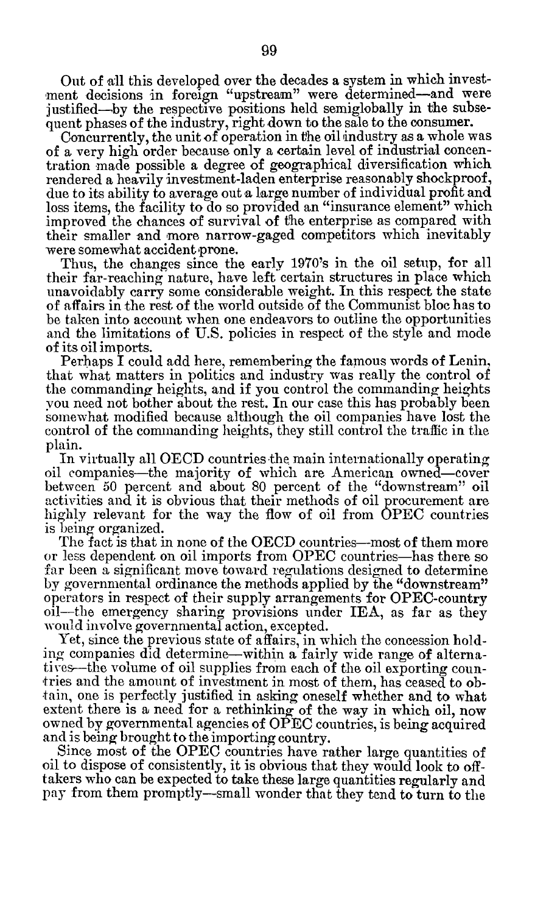Out of all this developed over the decades a system in which investment decisions in foreign "upstream" were determined—and were justified—by the respective positions held semiglobally in the subsequent phases of the industry, right down to the sale to the consumer.

Concurrently, the unit of operation in the oil industry as a whole was of a very high order because only a certain level of industrial concentration made possible a degree of geographical diversification which rendered a heavily investment-laden enterprise reasonably shockproof, due to its ability to average out a large number of individual profit and loss items, the facility to do so provided an "insurance element" which improved the chances of survival of the enterprise as compared with their smaller and more narrow-gaged competitors which inevitably were somewhat accident prone.

Thus, the changes since the early 1970's in the oil setup, for all their far-reaching nature, have left certain structures in place which unavoidably carry some considerable weight. In this respect the state of affairs in the rest of the world outside of the Communist bloc has to be taken into account when one endeavors to outline the opportunities and the limitations of U.S. policies in respect of the style and mode of its oil imports.

Perhaps I could add here, remembering the famous words of Lenin, that what matters in politics and industry was really the control of the commanding heights, and if you control the commanding heights you need not bother about the rest. In our case this has probably been somewhat modified because although the oil companies have lost the control of the commanding heights, they still control the traffic in the plain.

In virtually all OECD countries the main internationally operating oil companies—the majority of which are American owned—cover between 50 percent and about 80 percent of the "downstream" oil activities and it is obvious that their methods of oil procurement are highly relevant for the way the flow of oil from OPEC countries is being organized.

The fact is that in none of the OECD countries—most of them more or less dependent on oil imports from OPEC countries—has there so far been a significant move toward regulations designed to determine by governmental ordinance the methods applied by the "downstream" operators in respect of their supply arrangements for OPEC-country oil—the emergency sharing provisions under IEA, as far as they would involve governmental action, excepted.

Yet, since the previous state of affairs, in which the concession holding companies did determine—within a fairly wide range of alternatives—the volume of oil supplies from each of the oil exporting countries and the amount of investment in most of them, has ceased to obtain, one is perfectly justified in asking oneself whether and to what extent there is a need for a rethinking of the way in which oil, now owned by governmental agencies of OPEC countries, is being acquired and is being brought to the importing country.

Since most of the OPEC countries have rather large quantities of oil to dispose of consistently, it is obvious that they would look to offtakers who can be expected to take these large quantities regularly and pay from them promptly—small wonder that they tend to turn to the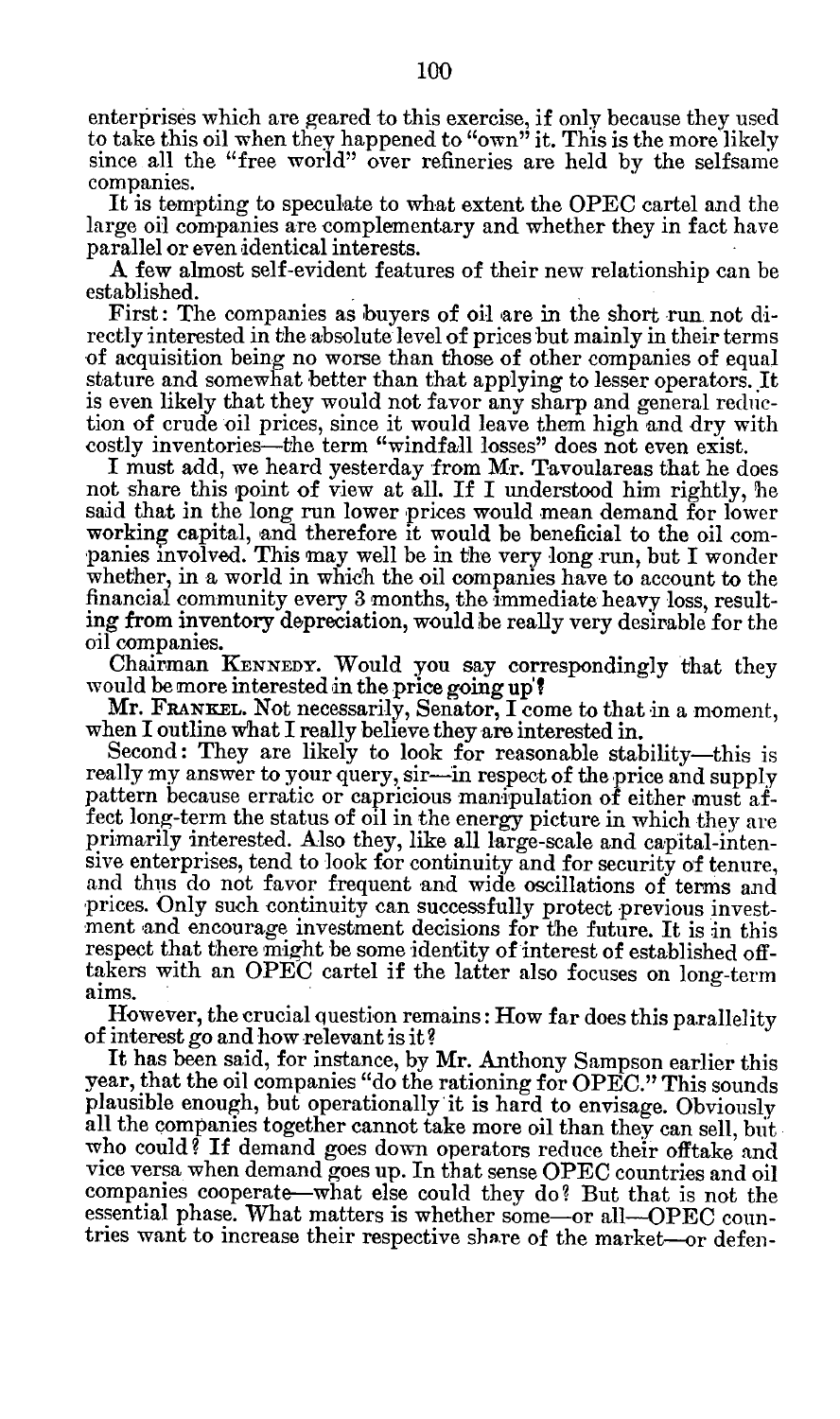enterprises which are geared to this exercise, if only because they used to take this oil when they happened to "own" it. This is the more likely since all the "free world" over refineries are held by the selfsame companies.

It is tempting to speculate to what extent the OPEC cartel and the large oil companies are complementary and whether they in fact have parallel or even identical interests.

A few almost self-evident features of their new relationship can be established.

First: The companies as buyers of oil are in the short run not directly interested in the absolute level of prices but mainly in their terms of acquisition being no worse than those of other companies of equal stature and somewhat better than that applying to lesser operators. It is even likely that they would not favor any sharp and general reduction of crude oil prices, since it would leave them high and dry with costly inventories—the term "windfall losses" does not even exist.

I must add, we heard yesterday from Mr. Tavoulareas that he does not share this point of view at all. If I understood him rightly, he said that in the long run lower prices would mean demand for lower working capital, and therefore it would be beneficial to the oil companies involved. This may well be in the very long run, but I wonder whether, in a world in which the oil companies have to account to the financial community every 3 months, the immediate heavy loss, resulting from inventory depreciation, would be really very desirable for the oil companies.

Chairman KENNEDY. Would you say correspondingly that they would be more interested in the price going up?

Mr. FRANKEL. Not necessarily, Senator, I come to that in a moment, when I outline what I really believe they are interested in.

Second: They are likely to look for reasonable stability—this is really my answer to your query, sir—in respect of the price and supply pattern because erratic or capricious manipulation of either must affect long-term the status of oil in the energy picture in which they are primarily interested. Also they, like all large-scale and capital-intensive enterprises, tend to look for continuity and for security of tenure, and thus do not favor frequent and wide oscillations of terms and prices. Only such continuity can successfully protect previous investment and encourage investment decisions for the future. It is in this respect that there might be some identity of interest of established offtakers with an OPEC cartel if the latter also focuses on long-term aims.

However, the crucial question remains: How far does this parallelity of interest go and how relevant is it?

It has been said, for instance, by Mr. Anthony Sampson earlier this year, that the oil companies "do the rationing for OPEC." This sounds plausible enough, but operationally it is hard to envisage. Obviously all the companies together cannot take more oil than they can sell, but who could? If demand goes down operators reduce their offtake and vice versa when demand goes up. In that sense OPEC countries and oil companies cooperate—what else could they do? But that is not the essential phase. What matters is whether some—or all—OPEC countries want to increase their respective share of the market—or defen-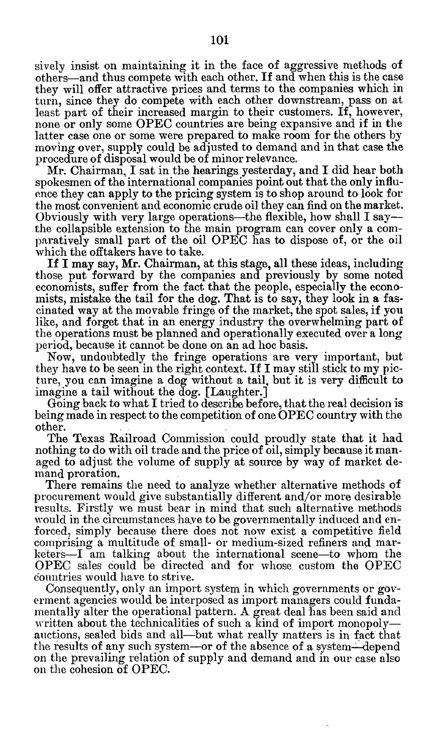sively insist on maintaining it in the face of aggressive methods of others—and thus compete with each other. If and when this is the case they will offer attractive prices and terms to the companies which in turn, since they do compete with each other downstream, pass on at least part of their increased margin to their customers. If, however, none or only some OPEC countries are being expansive and if in the latter case one or some were prepared to make room for the others by moving over, supply could be adjusted to demand and in that case the procedure of disposal would be of minor relevance.

Mr. Chairman, I sat in the hearings yesterday, and I did hear both spokesmen of the international companies point out that the only influence they can apply to the pricing system is to shop around to look for the most convenient and economic crude oil they can find on the market. Obviously with very large operations—the flexible, how shall I say—the collapsible extension to the main program can cover only a comparatively small part of the oil OPEC has to dispose of, or the oil which the offtakers have to take.

If I may say, Mr. Chairman, at this stage, all these ideas, including those put forward by the companies and previously by some noted economists, suffer from the fact that the people, especially the economists, mistake the tail for the dog. That is to say, they look in a fascinated way at the movable fringe of the market, the spot sales, if you like, and forget that in an energy industry the overwhelming part of the operations must be planned and operationally executed over a long period, because it cannot be done on an ad hoc basis.

Now, undoubtedly the fringe operations are very important, but they have to be seen in the right context. If I may still stick to my picture, you can imagine a dog without a tail, but it is very difficult to imagine a tail without the dog. [Laughter.]

Going back to what I tried to describe before, that the real decision is being made in respect to the competition of one OPEC country with the other.

The Texas Railroad Commission could proudly state that it had nothing to do with oil trade and the price of oil, simply because it managed to adjust the volume of supply at source by way of market demand proration.

There remains the need to analyze whether alternative methods of procurement would give substantially different and/or more desirable results. Firstly we must bear in mind that such alternative methods would in the circumstances have to be governmentally induced and enforced, simply because there does not now exist a competitive field comprising a multitude of small- or medium-sized refiners and marketers—I am talking about the international scene—to whom the OPEC sales could be directed and for whose custom the OPEC countries would have to strive.

Consequently, only an import system in which governments or goverment agencies would be interposed as import managers could fundamentally alter the operational pattern. A great deal has been said and written about the technicalities of such a kind of import monopoly—auctions, sealed bids and all—but what really matters is in fact that the results of any such system—or of the absence of a system—depend on the prevailing relation of supply and demand and in our case also on the cohesion of OPEC.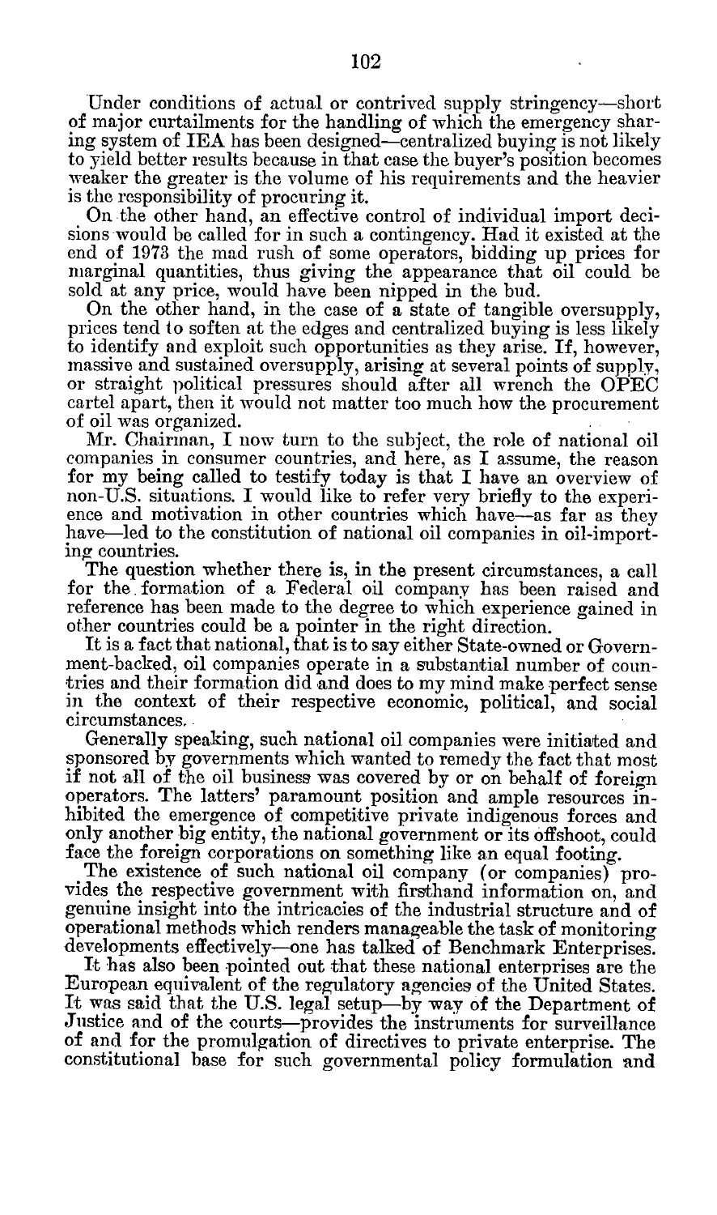Under conditions of actual or contrived supply stringency—short of major curtailments for the handling of which the emergency sharing system of IEA has been designed—centralized buying is not likely to yield better results because in that case the buyer's position becomes weaker the greater is the volume of his requirements and the heavier is the responsibility of procuring it.

On the other hand, an effective control of individual import decisions would be called for in such a contingency. Had it existed at the end of 1973 the mad rush of some operators, bidding up prices for marginal quantities, thus giving the appearance that oil could be sold at any price, would have been nipped in the bud.

On the other hand, in the case of a state of tangible oversupply, prices tend to soften at the edges and centralized buying is less likely to identify and exploit such opportunities as they arise. If, however, massive and sustained oversupply, arising at several points of supply, or straight political pressures should after all wrench the OPEC cartel apart, then it would not matter too much how the procurement of oil was organized.

Mr. Chairman, I now turn to the subject, the role of national oil companies in consumer countries, and here, as I assume, the reason for my being called to testify today is that I have an overview of non-U.S. situations. I would like to refer very briefly to the experience and motivation in other countries which have—as far as they have—led to the constitution of national oil companies in oil-importing countries.

The question whether there is, in the present circumstances, a call for the formation of a Federal oil company has been raised and reference has been made to the degree to which experience gained in other countries could be a pointer in the right direction.

It is a fact that national, that is to say either State-owned or Government-backed, oil companies operate in a substantial number of countries and their formation did and does to my mind make perfect sense in the context of their respective economic, political, and social circumstances.

Generally speaking, such national oil companies were initiated and sponsored by governments which wanted to remedy the fact that most if not all of the oil business was covered by or on behalf of foreign operators. The latters' paramount position and ample resources inhibited the emergence of competitive private indigenous forces and only another big entity, the national government or its offshoot, could face the foreign corporations on something like an equal footing.

The existence of such national oil company (or companies) provides the respective government with firsthand information on, and genuine insight into the intricacies of the industrial structure and of operational methods which renders manageable the task of monitoring developments effectively—one has talked of Benchmark Enterprises.

It has also been pointed out that these national enterprises are the European equivalent of the regulatory agencies of the United States. It was said that the U.S. legal setup—by way of the Department of Justice and of the courts—provides the instruments for surveillance of and for the promulgation of directives to private enterprise. The constitutional base for such governmental policy formulation and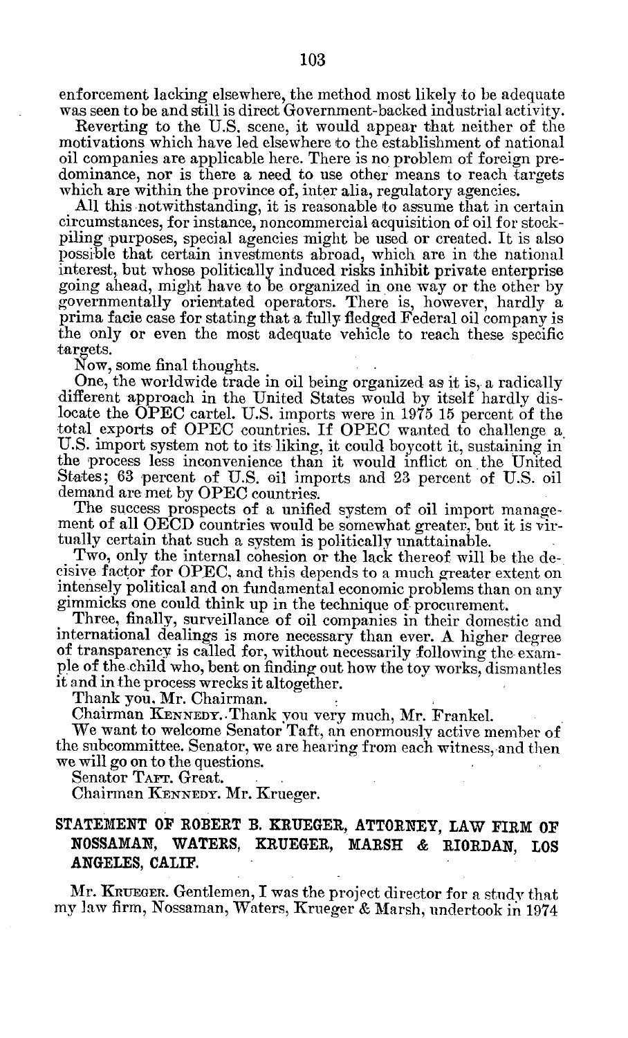enforcement lacking elsewhere, the method most likely to be adequate was seen to be and still is direct Government-backed industrial activity.

Reverting to the U.S. scene, it would appear that neither of the motivations which have led elsewhere to the establishment of national oil companies are applicable here. There is no problem of foreign predominance, nor is there a need to use other means to reach targets which are within the province of, inter alia, regulatory agencies.

All this notwithstanding, it is reasonable to assume that in certain circumstances, for instance, noncommercial acquisition of oil for stockpiling purposes, special agencies might be used or created. It is also possible that certain investments abroad, which are in the national interest, but whose politically induced risks inhibit private enterprise going ahead, might have to be organized in one way or the other by governmentally orientated operators. There is, however, hardly a prima facie case for stating that a fully fledged Federal oil company is the only or even the most adequate vehicle to reach these specific targets.

Now, some final thoughts.

One, the worldwide trade in oil being organized as it is, a radically different approach in the United States would by itself hardly dislocate the OPEC cartel. U.S. imports were in 1975 15 percent of the total exports of OPEC countries. If OPEC wanted to challenge a U.S. import system not to its liking, it could boycott it, sustaining in the process less inconvenience than it would inflict on the United States; 63 percent of U.S. oil imports and 23 percent of U.S. oil demand are met by OPEC countries.

The success prospects of a unified system of oil import management of all OECD countries would be somewhat greater, but it is virtually certain that such a system is politically unattainable.

Two, only the internal cohesion or the lack thereof will be the decisive factor for OPEC, and this depends to a much greater extent on intensely political and on fundamental economic problems than on any gimmicks one could think up in the technique of procurement.

Three, finally, surveillance of oil companies in their domestic and international dealings is more necessary than ever. A higher degree of transparency is called for, without necessarily following the example of the child who, bent on finding out how the toy works, dismantles it and in the process wrecks it altogether.

Thank you, Mr. Chairman.

Chairman KENNEDY. Thank you very much, Mr. Frankel.

We want to welcome Senator Taft, an enormously active member of the subcommittee. Senator, we are hearing from each witness, and then we will go on to the questions.

Senator TAFT. Great.

Chairman KENNEDY. Mr. Krueger.

## STATEMENT OF ROBERT B. KRUEGER, ATTORNEY, LAW FIRM OF NOSSAMAN, WATERS, KRUEGER, MARSH & RIORDAN, LOS ANGELES, CALIF.

Mr. KRUEGER. Gentlemen, I was the project director for a study that my law firm, Nossaman, Waters, Krueger & Marsh, undertook in 1974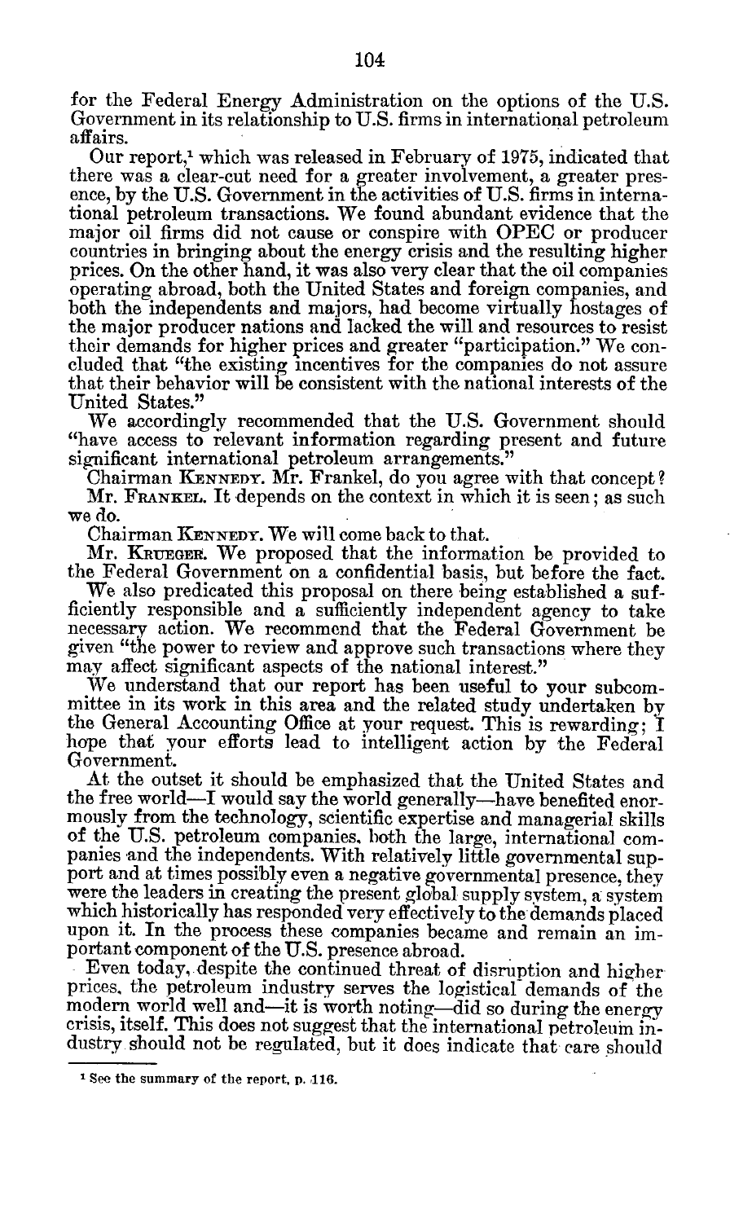for the Federal Energy Administration on the options of the U.S. Government in its relationship to U.S. firms in international petroleum affairs.

Our report,[1] which was released in February of 1975, indicated that there was a clear-cut need for a greater involvement, a greater presence, by the U.S. Government in the activities of U.S. firms in international petroleum transactions. We found abundant evidence that the major oil firms did not cause or conspire with OPEC or producer countries in bringing about the energy crisis and the resulting higher prices. On the other hand, it was also very clear that the oil companies operating abroad, both the United States and foreign companies, and both the independents and majors, had become virtually hostages of the major producer nations and lacked the will and resources to resist their demands for higher prices and greater "participation." We concluded that "the existing incentives for the companies do not assure that their behavior will be consistent with the national interests of the United States."

We accordingly recommended that the U.S. Government should "have access to relevant information regarding present and future significant international petroleum arrangements."

Chairman KENNEDY. Mr. Frankel, do you agree with that concept?

Mr. FRANKEL. It depends on the context in which it is seen; as such we do.

Chairman KENNEDY. We will come back to that.

Mr. KRUEGER. We proposed that the information be provided to the Federal Government on a confidential basis, but before the fact.

We also predicated this proposal on there being established a sufficiently responsible and a sufficiently independent agency to take necessary action. We recommend that the Federal Government be given "the power to review and approve such transactions where they may affect significant aspects of the national interest."

We understand that our report has been useful to your subcommittee in its work in this area and the related study undertaken by the General Accounting Office at your request. This is rewarding; I hope that your efforts lead to intelligent action by the Federal Government.

At the outset it should be emphasized that the United States and the free world—I would say the world generally—have benefited enormously from the technology, scientific expertise and managerial skills of the U.S. petroleum companies, both the large, international companies and the independents. With relatively little governmental support and at times possibly even a negative governmental presence, they were the leaders in creating the present global supply system, a system which historically has responded very effectively to the demands placed upon it. In the process these companies became and remain an important component of the U.S. presence abroad.

Even today, despite the continued threat of disruption and higher prices, the petroleum industry serves the logistical demands of the modern world well and—it is worth noting—did so during the energy crisis, itself. This does not suggest that the international petroleum industry should not be regulated, but it does indicate that care should

[1] See the summary of the report, p. 116.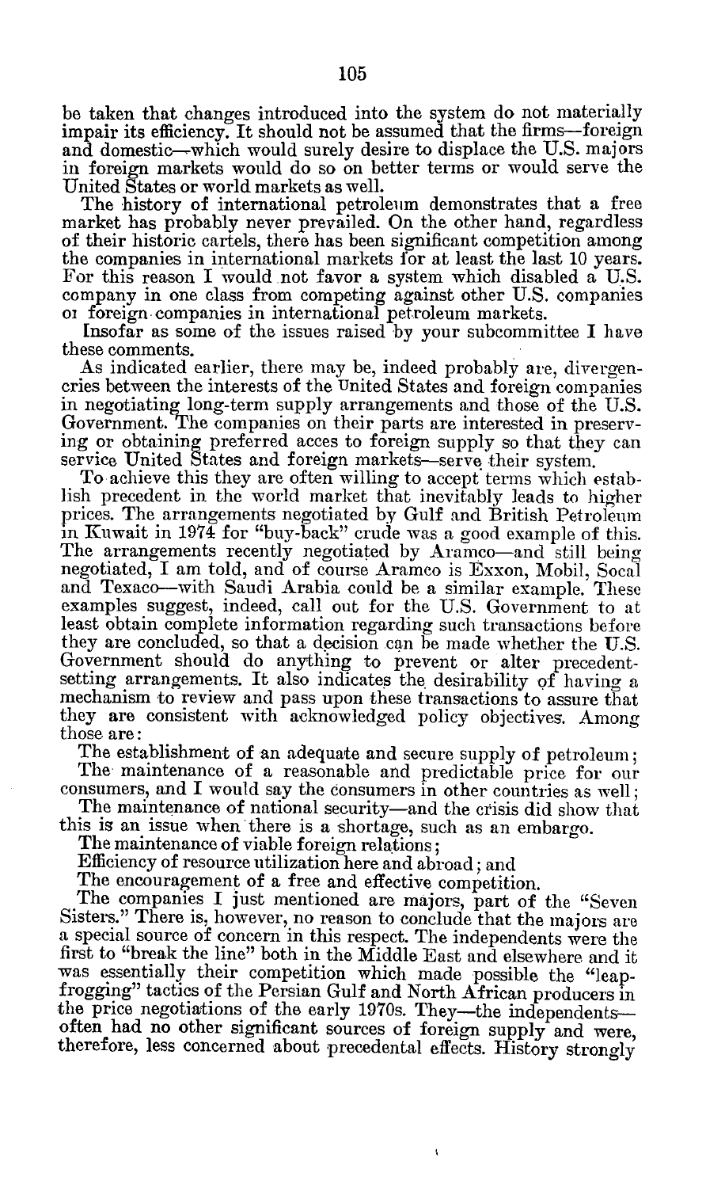be taken that changes introduced into the system do not materially impair its efficiency. It should not be assumed that the firms—foreign and domestic—which would surely desire to displace the U.S. majors in foreign markets would do so on better terms or would serve the United States or world markets as well.

The history of international petroleum demonstrates that a free market has probably never prevailed. On the other hand, regardless of their historic cartels, there has been significant competition among the companies in international markets for at least the last 10 years. For this reason I would not favor a system which disabled a U.S. company in one class from competing against other U.S. companies or foreign companies in international petroleum markets.

Insofar as some of the issues raised by your subcommittee I have these comments.

As indicated earlier, there may be, indeed probably are, divergencries between the interests of the United States and foreign companies in negotiating long-term supply arrangements and those of the U.S. Government. The companies on their parts are interested in preserving or obtaining preferred acces to foreign supply so that they can service United States and foreign markets—serve their system.

To achieve this they are often willing to accept terms which establish precedent in the world market that inevitably leads to higher prices. The arrangements negotiated by Gulf and British Petroleum in Kuwait in 1974 for "buy-back" crude was a good example of this. The arrangements recently negotiated by Aramco—and still being negotiated, I am told, and of course Aramco is Exxon, Mobil, Socal and Texaco—with Saudi Arabia could be a similar example. These examples suggest, indeed, call out for the U.S. Government to at least obtain complete information regarding such transactions before they are concluded, so that a decision can be made whether the U.S. Government should do anything to prevent or alter precedent-setting arrangements. It also indicates the desirability of having a mechanism to review and pass upon these transactions to assure that they are consistent with acknowledged policy objectives. Among those are:

The establishment of an adequate and secure supply of petroleum;

The maintenance of a reasonable and predictable price for our consumers, and I would say the consumers in other countries as well;

The maintenance of national security—and the crisis did show that this is an issue when there is a shortage, such as an embargo.

The maintenance of viable foreign relations;

Efficiency of resource utilization here and abroad; and

The encouragement of a free and effective competition.

The companies I just mentioned are majors, part of the "Seven Sisters." There is, however, no reason to conclude that the majors are a special source of concern in this respect. The independents were the first to "break the line" both in the Middle East and elsewhere and it was essentially their competition which made possible the "leap-frogging" tactics of the Persian Gulf and North African producers in the price negotiations of the early 1970s. They—the independents—often had no other significant sources of foreign supply and were, therefore, less concerned about precedental effects. History strongly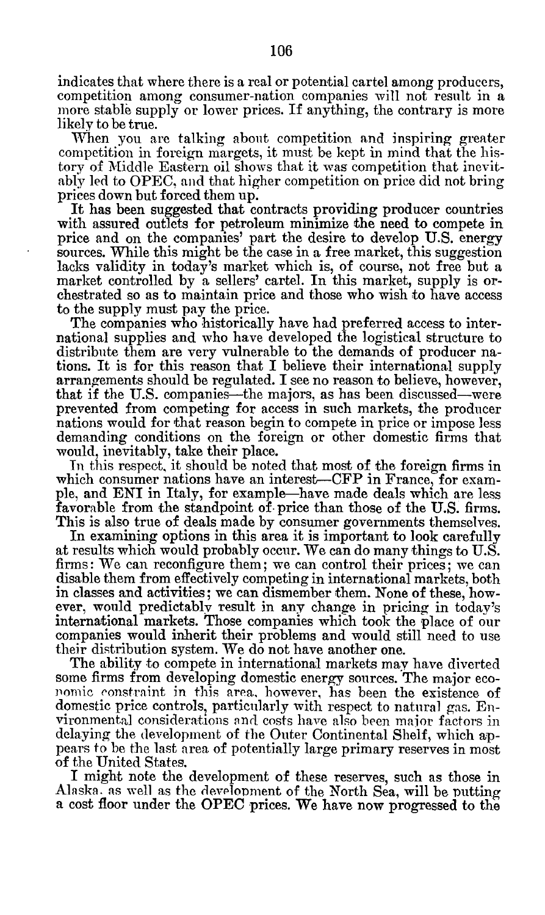indicates that where there is a real or potential cartel among producers, competition among consumer-nation companies will not result in a more stable supply or lower prices. If anything, the contrary is more likely to be true.

When you are talking about competition and inspiring greater competition in foreign margets, it must be kept in mind that the history of Middle Eastern oil shows that it was competition that inevitably led to OPEC, and that higher competition on price did not bring prices down but forced them up.

It has been suggested that contracts providing producer countries with assured outlets for petroleum minimize the need to compete in price and on the companies' part the desire to develop U.S. energy sources. While this might be the case in a free market, this suggestion lacks validity in today's market which is, of course, not free but a market controlled by a sellers' cartel. In this market, supply is orchestrated so as to maintain price and those who wish to have access to the supply must pay the price.

The companies who historically have had preferred access to international supplies and who have developed the logistical structure to distribute them are very vulnerable to the demands of producer nations. It is for this reason that I believe their international supply arrangements should be regulated. I see no reason to believe, however, that if the U.S. companies—the majors, as has been discussed—were prevented from competing for access in such markets, the producer nations would for that reason begin to compete in price or impose less demanding conditions on the foreign or other domestic firms that would, inevitably, take their place.

In this respect, it should be noted that most of the foreign firms in which consumer nations have an interest—CFP in France, for example, and ENI in Italy, for example—have made deals which are less favorable from the standpoint of price than those of the U.S. firms. This is also true of deals made by consumer governments themselves.

In examining options in this area it is important to look carefully at results which would probably occur. We can do many things to U.S. firms: We can reconfigure them; we can control their prices; we can disable them from effectively competing in international markets, both in classes and activities; we can dismember them. None of these, however, would predictably result in any change in pricing in today's international markets. Those companies which took the place of our companies would inherit their problems and would still need to use their distribution system. We do not have another one.

The ability to compete in international markets may have diverted some firms from developing domestic energy sources. The major economic constraint in this area, however, has been the existence of domestic price controls, particularly with respect to natural gas. Environmental considerations and costs have also been major factors in delaying the development of the Outer Continental Shelf, which appears to be the last area of potentially large primary reserves in most of the United States.

I might note the development of these reserves, such as those in Alaska, as well as the development of the North Sea, will be putting a cost floor under the OPEC prices. We have now progressed to the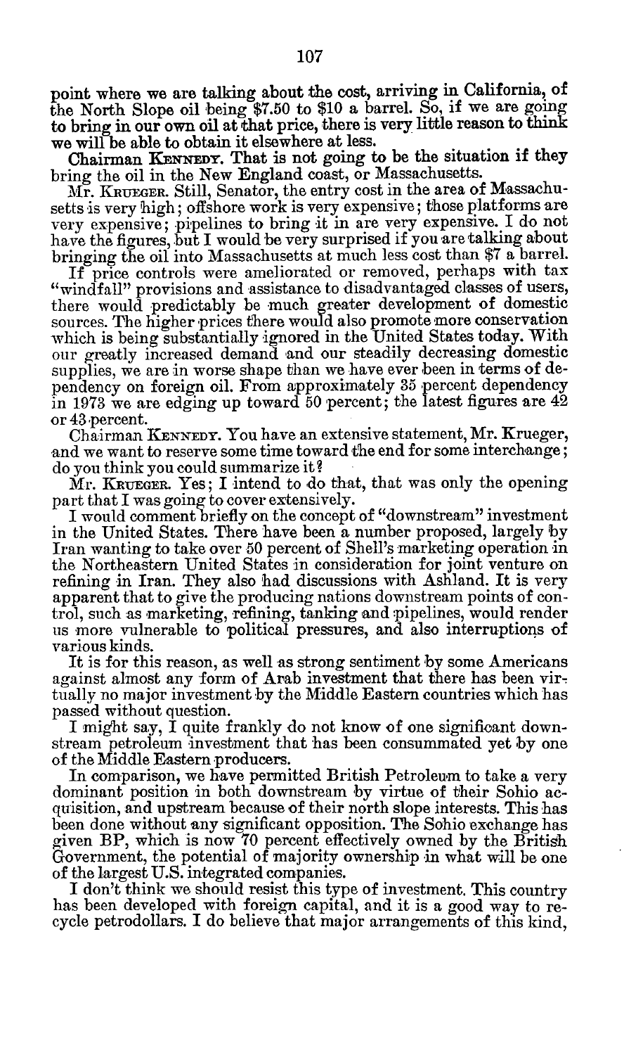point where we are talking about the cost, arriving in California, of the North Slope oil being $7.50 to $10 a barrel. So, if we are going to bring in our own oil at that price, there is very little reason to think we will be able to obtain it elsewhere at less.

Chairman KENNEDY. That is not going to be the situation if they bring the oil in the New England coast, or Massachusetts.

Mr. KRUEGER. Still, Senator, the entry cost in the area of Massachusetts is very high; offshore work is very expensive; those platforms are very expensive; pipelines to bring it in are very expensive. I do not have the figures, but I would be very surprised if you are talking about bringing the oil into Massachusetts at much less cost than $7 a barrel.

If price controls were ameliorated or removed, perhaps with tax "windfall" provisions and assistance to disadvantaged classes of users, there would predictably be much greater development of domestic sources. The higher prices there would also promote more conservation which is being substantially ignored in the United States today. With our greatly increased demand and our steadily decreasing domestic supplies, we are in worse shape than we have ever been in terms of dependency on foreign oil. From approximately 35 percent dependency in 1973 we are edging up toward 50 percent; the latest figures are 42 or 43 percent.

Chairman KENNEDY. You have an extensive statement, Mr. Krueger, and we want to reserve some time toward the end for some interchange; do you think you could summarize it?

Mr. KRUEGER. Yes; I intend to do that, that was only the opening part that I was going to cover extensively.

I would comment briefly on the concept of "downstream" investment in the United States. There have been a number proposed, largely by Iran wanting to take over 50 percent of Shell's marketing operation in the Northeastern United States in consideration for joint venture on refining in Iran. They also had discussions with Ashland. It is very apparent that to give the producing nations downstream points of control, such as marketing, refining, tanking and pipelines, would render us more vulnerable to political pressures, and also interruptions of various kinds.

It is for this reason, as well as strong sentiment by some Americans against almost any form of Arab investment that there has been virtually no major investment by the Middle Eastern countries which has passed without question.

I might say, I quite frankly do not know of one significant downstream petroleum investment that has been consummated yet by one of the Middle Eastern producers.

In comparison, we have permitted British Petroleum to take a very dominant position in both downstream by virtue of their Sohio acquisition, and upstream because of their north slope interests. This has been done without any significant opposition. The Sohio exchange has given BP, which is now 70 percent effectively owned by the British Government, the potential of majority ownership in what will be one of the largest U.S. integrated companies.

I don't think we should resist this type of investment. This country has been developed with foreign capital, and it is a good way to recycle petrodollars. I do believe that major arrangements of this kind,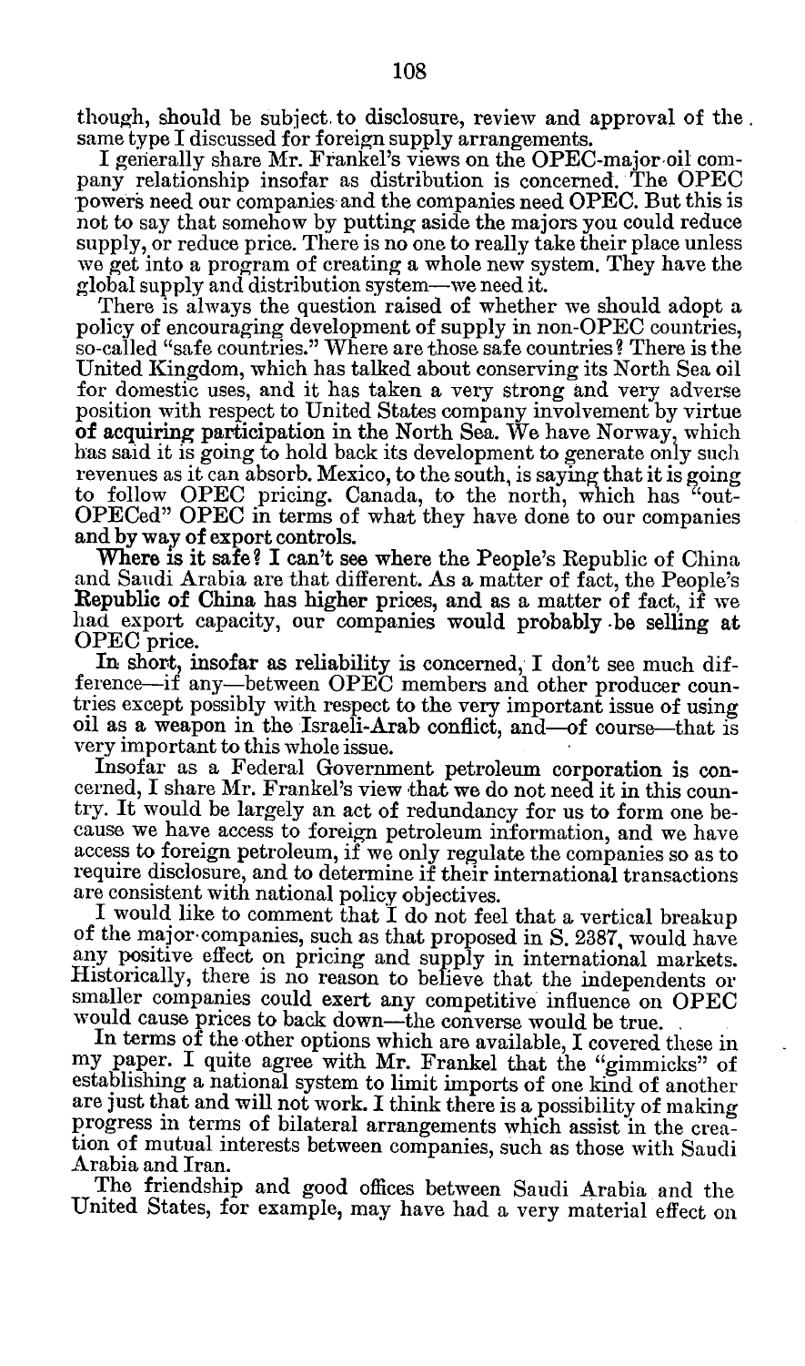though, should be subject to disclosure, review and approval of the same type I discussed for foreign supply arrangements.

I generally share Mr. Frankel's views on the OPEC-major oil company relationship insofar as distribution is concerned. The OPEC powers need our companies and the companies need OPEC. But this is not to say that somehow by putting aside the majors you could reduce supply, or reduce price. There is no one to really take their place unless we get into a program of creating a whole new system. They have the global supply and distribution system—we need it.

There is always the question raised of whether we should adopt a policy of encouraging development of supply in non-OPEC countries, so-called "safe countries." Where are those safe countries? There is the United Kingdom, which has talked about conserving its North Sea oil for domestic uses, and it has taken a very strong and very adverse position with respect to United States company involvement by virtue of acquiring participation in the North Sea. We have Norway, which has said it is going to hold back its development to generate only such revenues as it can absorb. Mexico, to the south, is saying that it is going to follow OPEC pricing. Canada, to the north, which has "out-OPECed" OPEC in terms of what they have done to our companies and by way of export controls.

Where is it safe? I can't see where the People's Republic of China and Saudi Arabia are that different. As a matter of fact, the People's Republic of China has higher prices, and as a matter of fact, if we had export capacity, our companies would probably be selling at OPEC price.

In short, insofar as reliability is concerned, I don't see much difference—if any—between OPEC members and other producer countries except possibly with respect to the very important issue of using oil as a weapon in the Israeli-Arab conflict, and—of course—that is very important to this whole issue.

Insofar as a Federal Government petroleum corporation is concerned, I share Mr. Frankel's view that we do not need it in this country. It would be largely an act of redundancy for us to form one because we have access to foreign petroleum information, and we have access to foreign petroleum, if we only regulate the companies so as to require disclosure, and to determine if their international transactions are consistent with national policy objectives.

I would like to comment that I do not feel that a vertical breakup of the major companies, such as that proposed in S. 2387, would have any positive effect on pricing and supply in international markets. Historically, there is no reason to believe that the independents or smaller companies could exert any competitive influence on OPEC would cause prices to back down—the converse would be true.

In terms of the other options which are available, I covered these in my paper. I quite agree with Mr. Frankel that the "gimmicks" of establishing a national system to limit imports of one kind of another are just that and will not work. I think there is a possibility of making progress in terms of bilateral arrangements which assist in the creation of mutual interests between companies, such as those with Saudi Arabia and Iran.

The friendship and good offices between Saudi Arabia and the United States, for example, may have had a very material effect on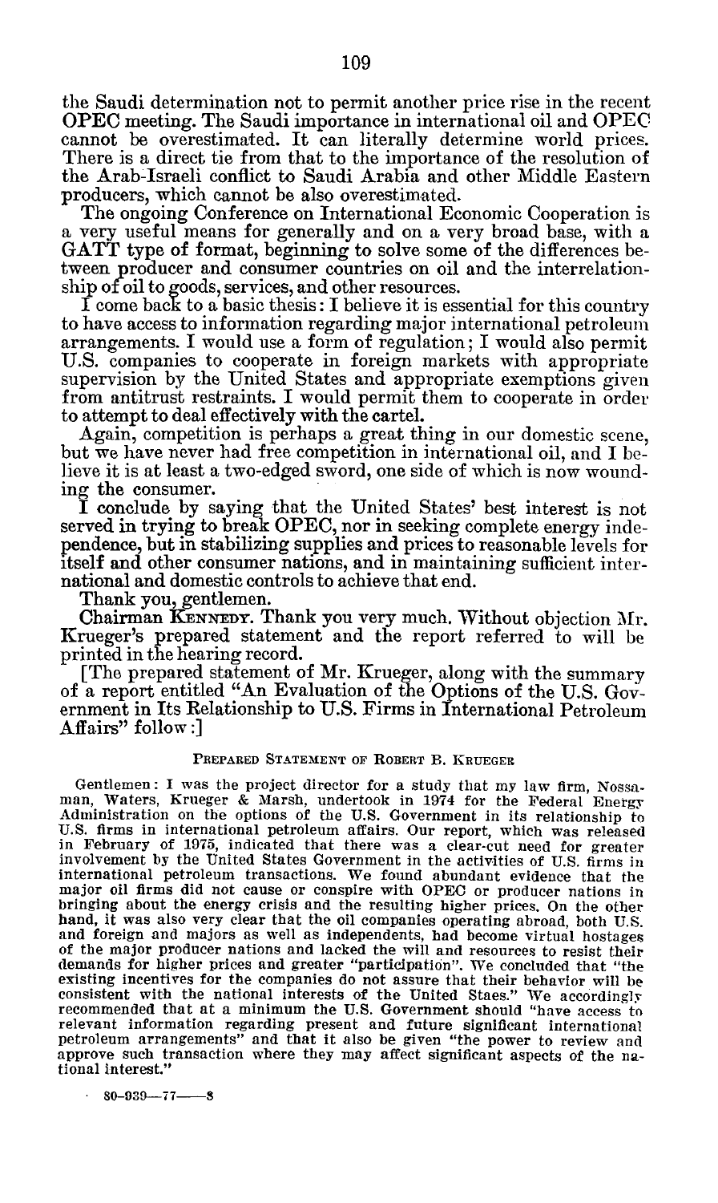the Saudi determination not to permit another price rise in the recent OPEC meeting. The Saudi importance in international oil and OPEC cannot be overestimated. It can literally determine world prices. There is a direct tie from that to the importance of the resolution of the Arab-Israeli conflict to Saudi Arabia and other Middle Eastern producers, which cannot be also overestimated.

The ongoing Conference on International Economic Cooperation is a very useful means for generally and on a very broad base, with a GATT type of format, beginning to solve some of the differences between producer and consumer countries on oil and the interrelationship of oil to goods, services, and other resources.

I come back to a basic thesis: I believe it is essential for this country to have access to information regarding major international petroleum arrangements. I would use a form of regulation; I would also permit U.S. companies to cooperate in foreign markets with appropriate supervision by the United States and appropriate exemptions given from antitrust restraints. I would permit them to cooperate in order to attempt to deal effectively with the cartel.

Again, competition is perhaps a great thing in our domestic scene, but we have never had free competition in international oil, and I believe it is at least a two-edged sword, one side of which is now wounding the consumer.

I conclude by saying that the United States' best interest is not served in trying to break OPEC, nor in seeking complete energy independence, but in stabilizing supplies and prices to reasonable levels for itself and other consumer nations, and in maintaining sufficient international and domestic controls to achieve that end.

Thank you, gentlemen.

Chairman KENNEDY. Thank you very much. Without objection Mr. Krueger's prepared statement and the report referred to will be printed in the hearing record.

[The prepared statement of Mr. Krueger, along with the summary of a report entitled "An Evaluation of the Options of the U.S. Government in Its Relationship to U.S. Firms in International Petroleum Affairs" follow:]

## PREPARED STATEMENT OF ROBERT B. KRUEGER

Gentlemen: I was the project director for a study that my law firm, Nossaman, Waters, Krueger & Marsh, undertook in 1974 for the Federal Energy Administration on the options of the U.S. Government in its relationship to U.S. firms in international petroleum affairs. Our report, which was released in February of 1975, indicated that there was a clear-cut need for greater involvement by the United States Government in the activities of U.S. firms in international petroleum transactions. We found abundant evidence that the major oil firms did not cause or conspire with OPEC or producer nations in bringing about the energy crisis and the resulting higher prices. On the other hand, it was also very clear that the oil companies operating abroad, both U.S. and foreign and majors as well as independents, had become virtual hostages of the major producer nations and lacked the will and resources to resist their demands for higher prices and greater "participation". We concluded that "the existing incentives for the companies do not assure that their behavior will be consistent with the national interests of the United Staes." We accordingly recommended that at a minimum the U.S. Government should "have access to relevant information regarding present and future significant international petroleum arrangements" and that it also be given "the power to review and approve such transaction where they may affect significant aspects of the national interest."

80-939—77——8